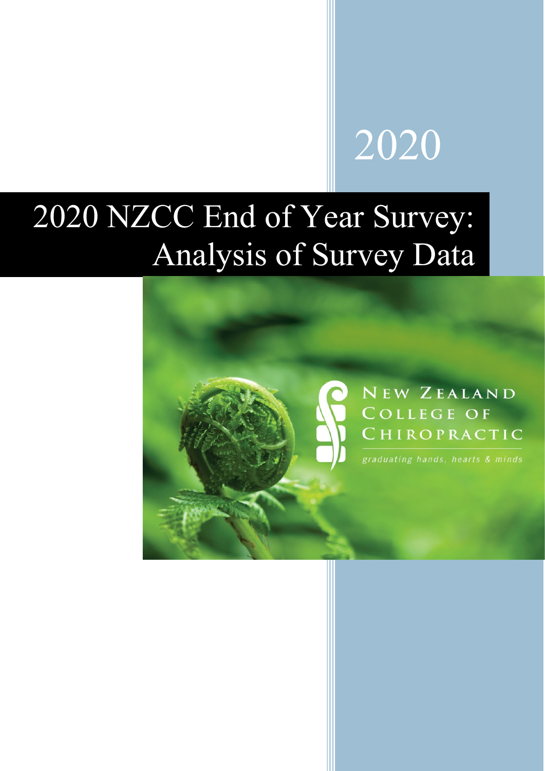2020

# 2020 NZCC End of Year Survey: Analysis of Survey Data

New Zealand College of Chiropractic

*graduating hands, hearts & minds*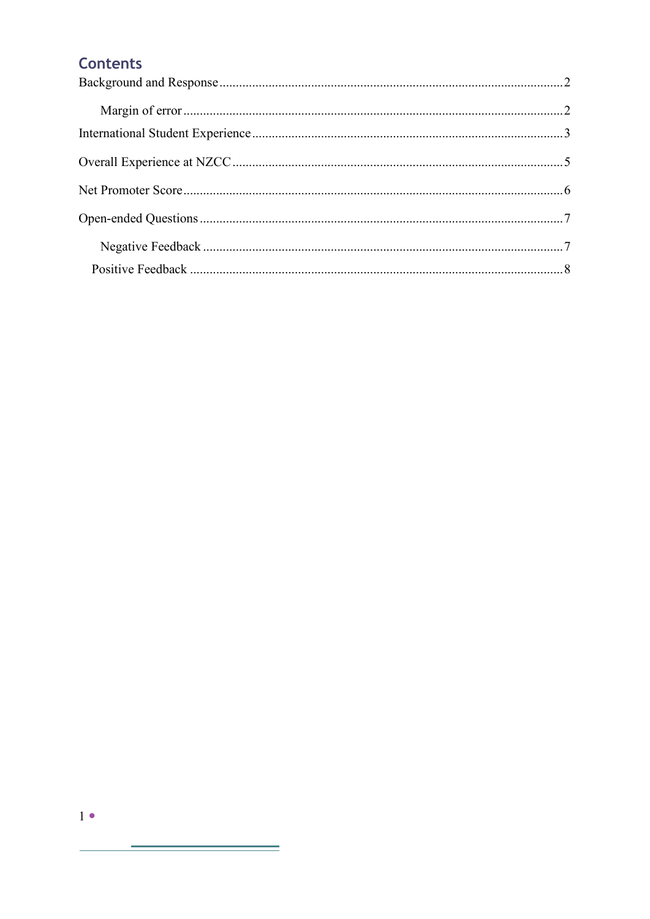# Contents

Background and Response ........................................................................................................ 2

- Margin of error ................................................................................................................. 2

International Student Experience ............................................................................................. 3

Overall Experience at NZCC ................................................................................................... 5

Net Promoter Score .................................................................................................................. 6

Open-ended Questions ............................................................................................................. 7

- Negative Feedback ........................................................................................................... 7
- Positive Feedback ............................................................................................................... 8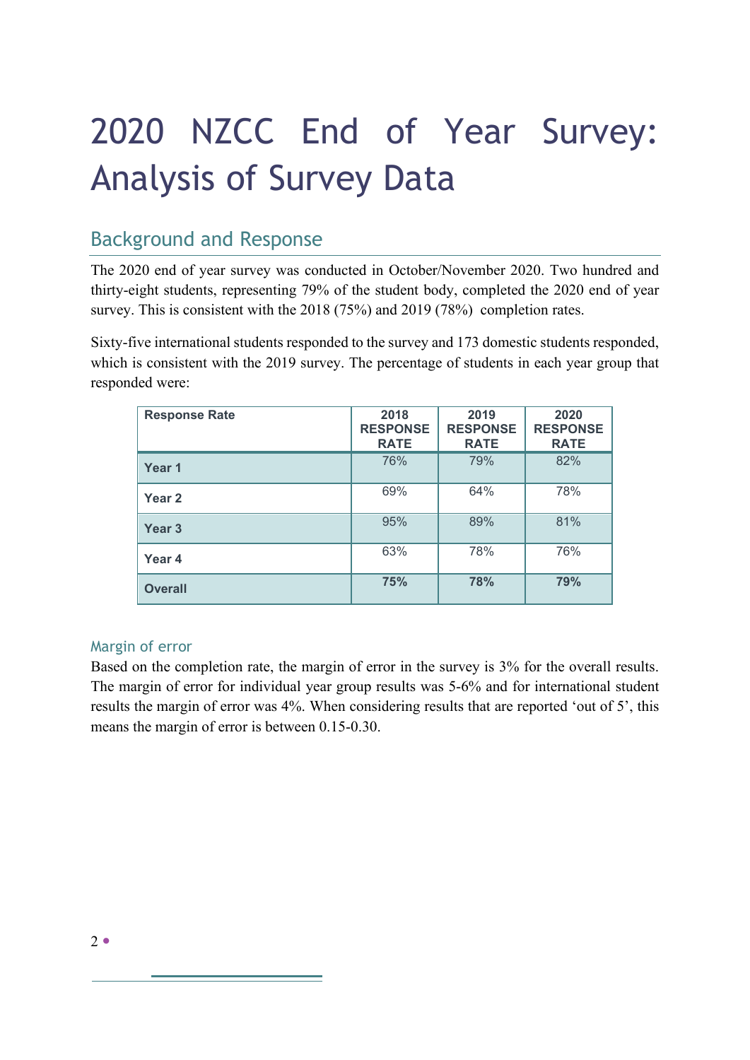# 2020 NZCC End of Year Survey: Analysis of Survey Data

## Background and Response

The 2020 end of year survey was conducted in October/November 2020. Two hundred and thirty-eight students, representing 79% of the student body, completed the 2020 end of year survey. This is consistent with the 2018 (75%) and 2019 (78%) completion rates.

Sixty-five international students responded to the survey and 173 domestic students responded, which is consistent with the 2019 survey. The percentage of students in each year group that responded were:

| Response Rate | 2018 RESPONSE RATE | 2019 RESPONSE RATE | 2020 RESPONSE RATE |
|---|---|---|---|
| **Year 1** | 76% | 79% | 82% |
| **Year 2** | 69% | 64% | 78% |
| **Year 3** | 95% | 89% | 81% |
| **Year 4** | 63% | 78% | 76% |
| **Overall** | **75%** | **78%** | **79%** |

### Margin of error

Based on the completion rate, the margin of error in the survey is 3% for the overall results. The margin of error for individual year group results was 5-6% and for international student results the margin of error was 4%. When considering results that are reported 'out of 5', this means the margin of error is between 0.15-0.30.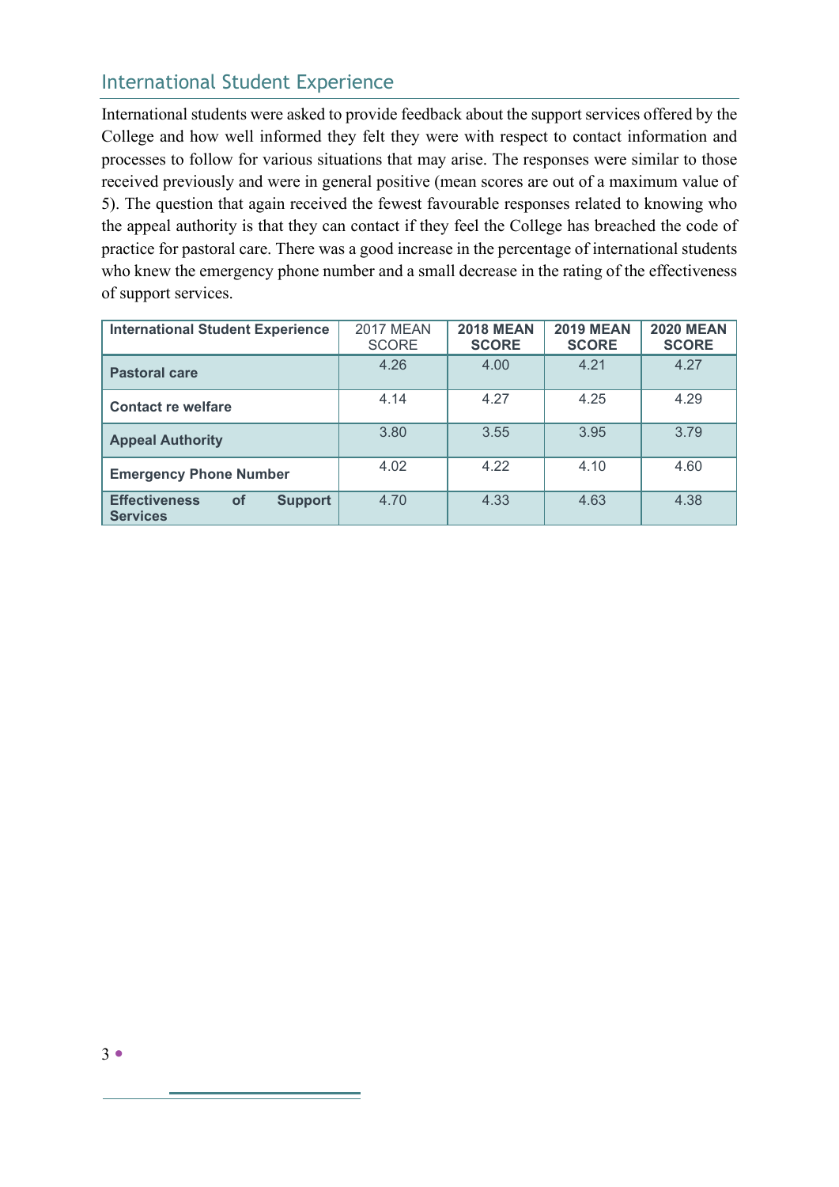## International Student Experience

International students were asked to provide feedback about the support services offered by the College and how well informed they felt they were with respect to contact information and processes to follow for various situations that may arise. The responses were similar to those received previously and were in general positive (mean scores are out of a maximum value of 5). The question that again received the fewest favourable responses related to knowing who the appeal authority is that they can contact if they feel the College has breached the code of practice for pastoral care. There was a good increase in the percentage of international students who knew the emergency phone number and a small decrease in the rating of the effectiveness of support services.

| International Student Experience | 2017 MEAN SCORE | 2018 MEAN SCORE | 2019 MEAN SCORE | 2020 MEAN SCORE |
|---|---|---|---|---|
| Pastoral care | 4.26 | 4.00 | 4.21 | 4.27 |
| Contact re welfare | 4.14 | 4.27 | 4.25 | 4.29 |
| Appeal Authority | 3.80 | 3.55 | 3.95 | 3.79 |
| Emergency Phone Number | 4.02 | 4.22 | 4.10 | 4.60 |
| Effectiveness of Support Services | 4.70 | 4.33 | 4.63 | 4.38 |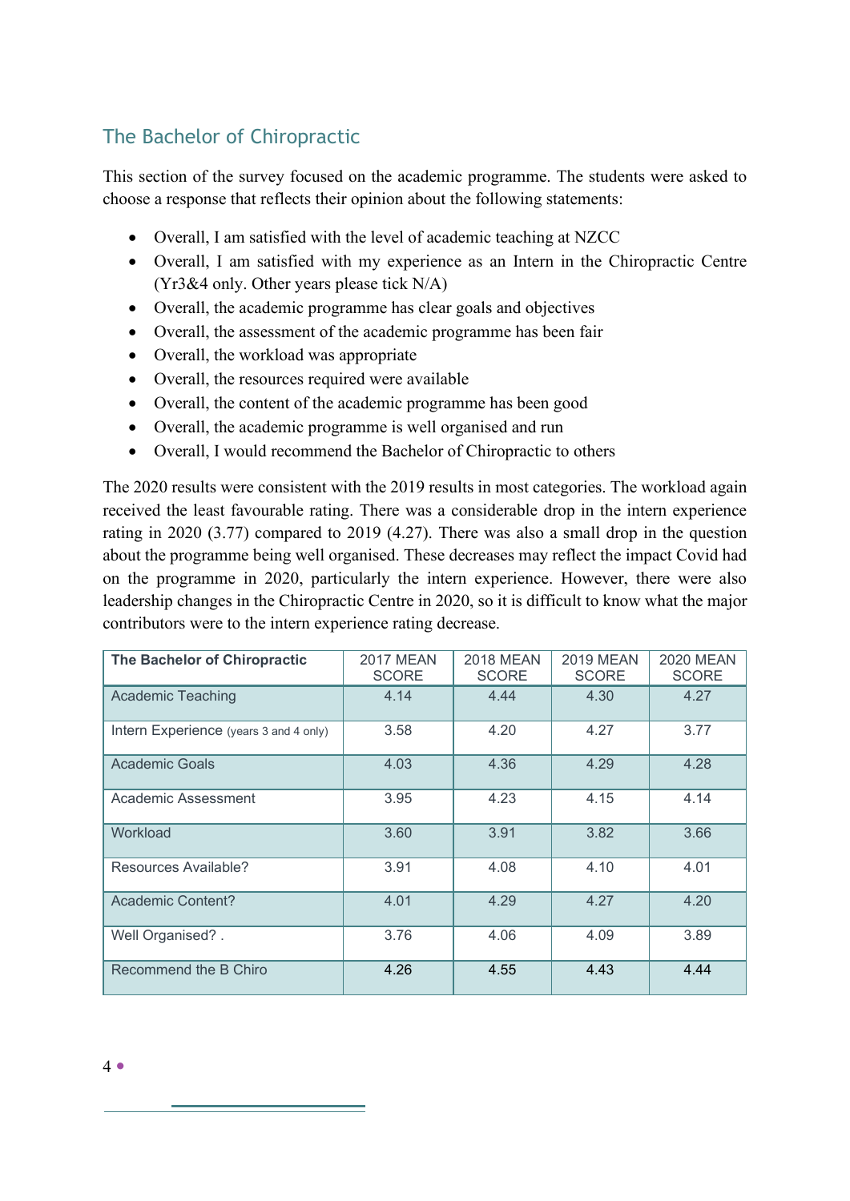## The Bachelor of Chiropractic

This section of the survey focused on the academic programme. The students were asked to choose a response that reflects their opinion about the following statements:

- Overall, I am satisfied with the level of academic teaching at NZCC
- Overall, I am satisfied with my experience as an Intern in the Chiropractic Centre (Yr3&4 only. Other years please tick N/A)
- Overall, the academic programme has clear goals and objectives
- Overall, the assessment of the academic programme has been fair
- Overall, the workload was appropriate
- Overall, the resources required were available
- Overall, the content of the academic programme has been good
- Overall, the academic programme is well organised and run
- Overall, I would recommend the Bachelor of Chiropractic to others

The 2020 results were consistent with the 2019 results in most categories. The workload again received the least favourable rating. There was a considerable drop in the intern experience rating in 2020 (3.77) compared to 2019 (4.27). There was also a small drop in the question about the programme being well organised. These decreases may reflect the impact Covid had on the programme in 2020, particularly the intern experience. However, there were also leadership changes in the Chiropractic Centre in 2020, so it is difficult to know what the major contributors were to the intern experience rating decrease.

| **The Bachelor of Chiropractic** | 2017 MEAN SCORE | 2018 MEAN SCORE | 2019 MEAN SCORE | 2020 MEAN SCORE |
|---|---|---|---|---|
| Academic Teaching | 4.14 | 4.44 | 4.30 | 4.27 |
| Intern Experience (years 3 and 4 only) | 3.58 | 4.20 | 4.27 | 3.77 |
| Academic Goals | 4.03 | 4.36 | 4.29 | 4.28 |
| Academic Assessment | 3.95 | 4.23 | 4.15 | 4.14 |
| Workload | 3.60 | 3.91 | 3.82 | 3.66 |
| Resources Available? | 3.91 | 4.08 | 4.10 | 4.01 |
| Academic Content? | 4.01 | 4.29 | 4.27 | 4.20 |
| Well Organised? . | 3.76 | 4.06 | 4.09 | 3.89 |
| Recommend the B Chiro | 4.26 | 4.55 | 4.43 | 4.44 |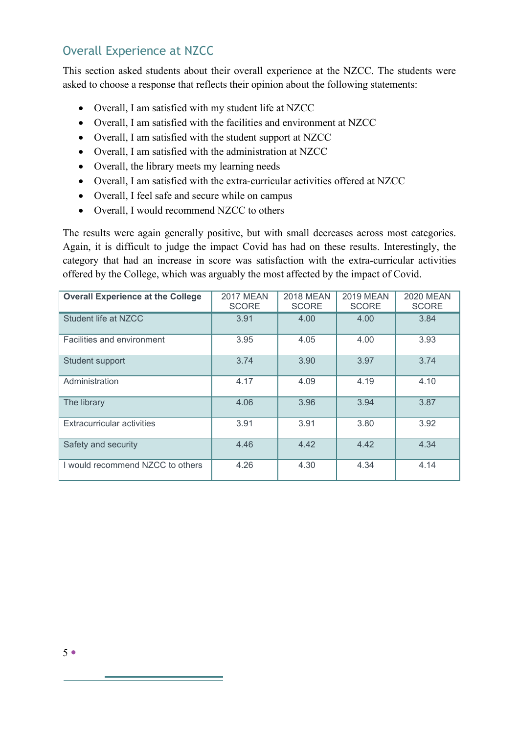## Overall Experience at NZCC

This section asked students about their overall experience at the NZCC. The students were asked to choose a response that reflects their opinion about the following statements:

- Overall, I am satisfied with my student life at NZCC
- Overall, I am satisfied with the facilities and environment at NZCC
- Overall, I am satisfied with the student support at NZCC
- Overall, I am satisfied with the administration at NZCC
- Overall, the library meets my learning needs
- Overall, I am satisfied with the extra-curricular activities offered at NZCC
- Overall, I feel safe and secure while on campus
- Overall, I would recommend NZCC to others

The results were again generally positive, but with small decreases across most categories. Again, it is difficult to judge the impact Covid has had on these results. Interestingly, the category that had an increase in score was satisfaction with the extra-curricular activities offered by the College, which was arguably the most affected by the impact of Covid.

| **Overall Experience at the College** | 2017 MEAN SCORE | 2018 MEAN SCORE | 2019 MEAN SCORE | 2020 MEAN SCORE |
|---|---|---|---|---|
| Student life at NZCC | 3.91 | 4.00 | 4.00 | 3.84 |
| Facilities and environment | 3.95 | 4.05 | 4.00 | 3.93 |
| Student support | 3.74 | 3.90 | 3.97 | 3.74 |
| Administration | 4.17 | 4.09 | 4.19 | 4.10 |
| The library | 4.06 | 3.96 | 3.94 | 3.87 |
| Extracurricular activities | 3.91 | 3.91 | 3.80 | 3.92 |
| Safety and security | 4.46 | 4.42 | 4.42 | 4.34 |
| I would recommend NZCC to others | 4.26 | 4.30 | 4.34 | 4.14 |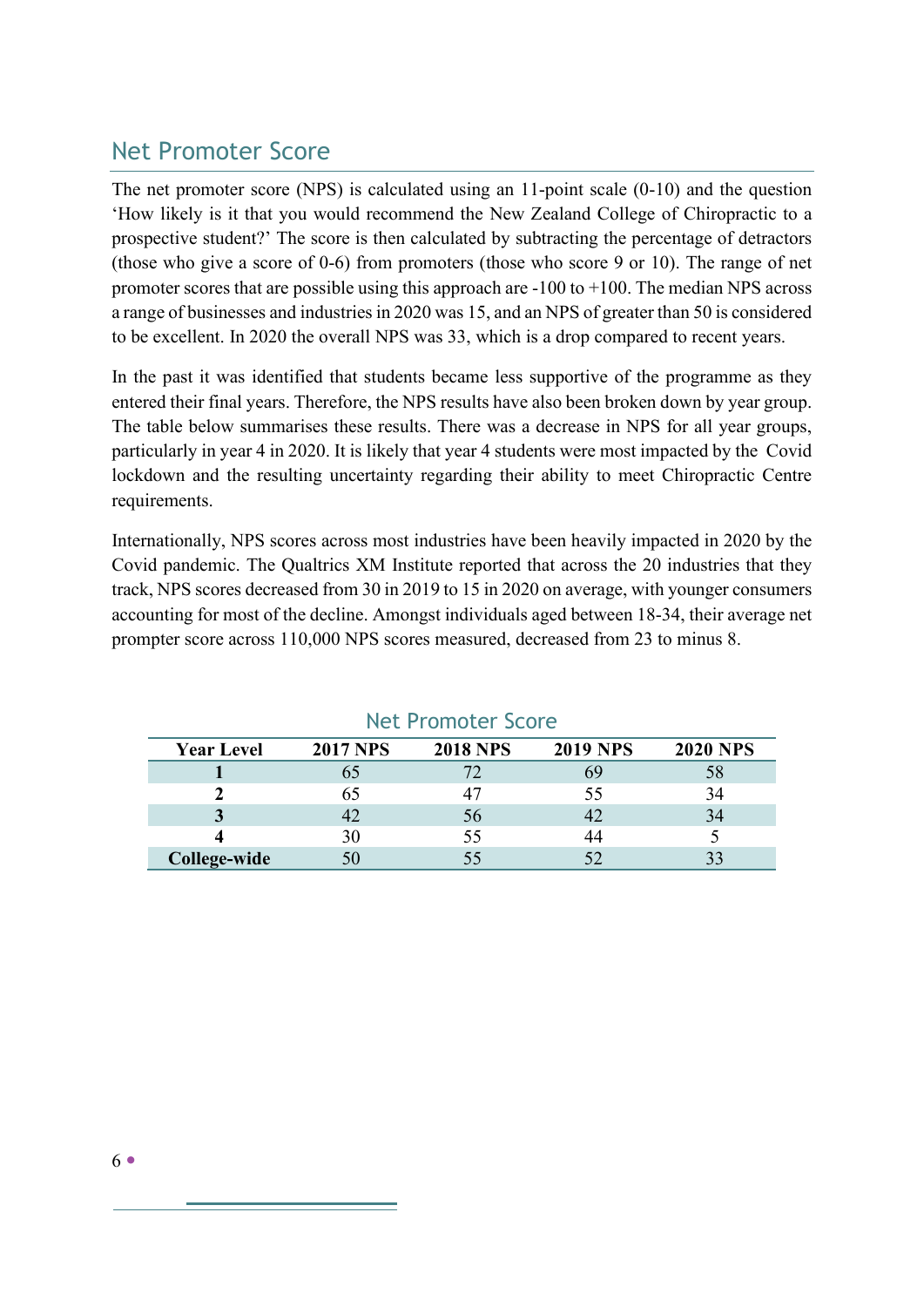## Net Promoter Score

The net promoter score (NPS) is calculated using an 11-point scale (0-10) and the question 'How likely is it that you would recommend the New Zealand College of Chiropractic to a prospective student?' The score is then calculated by subtracting the percentage of detractors (those who give a score of 0-6) from promoters (those who score 9 or 10). The range of net promoter scores that are possible using this approach are -100 to +100. The median NPS across a range of businesses and industries in 2020 was 15, and an NPS of greater than 50 is considered to be excellent. In 2020 the overall NPS was 33, which is a drop compared to recent years.

In the past it was identified that students became less supportive of the programme as they entered their final years. Therefore, the NPS results have also been broken down by year group. The table below summarises these results. There was a decrease in NPS for all year groups, particularly in year 4 in 2020. It is likely that year 4 students were most impacted by the Covid lockdown and the resulting uncertainty regarding their ability to meet Chiropractic Centre requirements.

Internationally, NPS scores across most industries have been heavily impacted in 2020 by the Covid pandemic. The Qualtrics XM Institute reported that across the 20 industries that they track, NPS scores decreased from 30 in 2019 to 15 in 2020 on average, with younger consumers accounting for most of the decline. Amongst individuals aged between 18-34, their average net prompter score across 110,000 NPS scores measured, decreased from 23 to minus 8.

### Net Promoter Score

| Year Level | 2017 NPS | 2018 NPS | 2019 NPS | 2020 NPS |
|---|---|---|---|---|
| **1** | 65 | 72 | 69 | 58 |
| **2** | 65 | 47 | 55 | 34 |
| **3** | 42 | 56 | 42 | 34 |
| **4** | 30 | 55 | 44 | 5 |
| **College-wide** | 50 | 55 | 52 | 33 |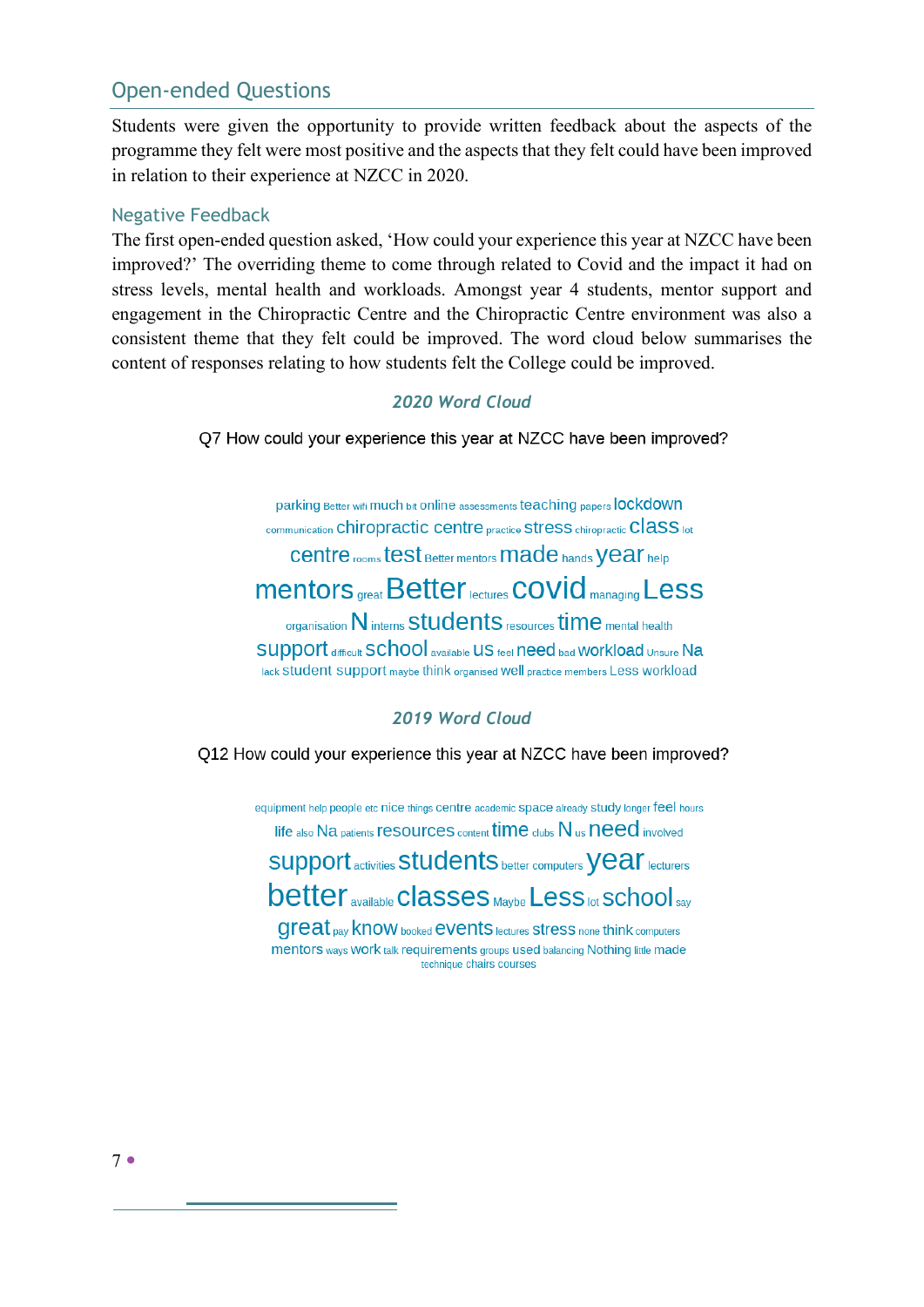## Open-ended Questions

Students were given the opportunity to provide written feedback about the aspects of the programme they felt were most positive and the aspects that they felt could have been improved in relation to their experience at NZCC in 2020.

### Negative Feedback

The first open-ended question asked, 'How could your experience this year at NZCC have been improved?' The overriding theme to come through related to Covid and the impact it had on stress levels, mental health and workloads. Amongst year 4 students, mentor support and engagement in the Chiropractic Centre and the Chiropractic Centre environment was also a consistent theme that they felt could be improved. The word cloud below summarises the content of responses relating to how students felt the College could be improved.

*2020 Word Cloud*

Q7 How could your experience this year at NZCC have been improved?

parking Better wifi much bit online assessments teaching papers lockdown communication chiropractic centre practice stress chiropractic class lot centre rooms test Better mentors made hands year help mentors great Better lectures covid managing Less organisation N interns students resources time mental health support difficult school available us feel need bad workload Unsure Na lack student support maybe think organised well practice members Less workload

*2019 Word Cloud*

Q12 How could your experience this year at NZCC have been improved?

equipment help people etc nice things centre academic space already study longer feel hours life also Na patients resources content time clubs N us need involved support activities students better computers year lecturers better available classes Maybe Less lot school say great pay know booked events lectures stress none think computers mentors ways work talk requirements groups used balancing Nothing little made technique chairs courses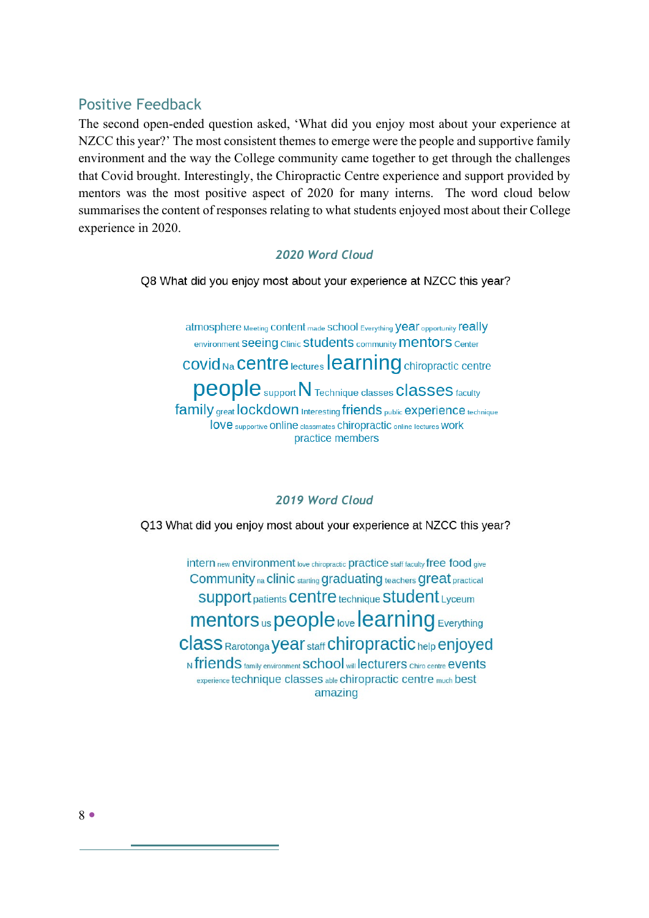## Positive Feedback

The second open-ended question asked, 'What did you enjoy most about your experience at NZCC this year?' The most consistent themes to emerge were the people and supportive family environment and the way the College community came together to get through the challenges that Covid brought. Interestingly, the Chiropractic Centre experience and support provided by mentors was the most positive aspect of 2020 for many interns. The word cloud below summarises the content of responses relating to what students enjoyed most about their College experience in 2020.

### *2020 Word Cloud*

Q8 What did you enjoy most about your experience at NZCC this year?

atmosphere Meeting content made school Everything year opportunity really
environment seeing Clinic students community mentors Center
covid Na centre lectures learning chiropractic centre
people support N Technique classes classes faculty
family great lockdown Interesting friends public experience technique
love supportive online classmates chiropractic online lectures work
practice members

### *2019 Word Cloud*

Q13 What did you enjoy most about your experience at NZCC this year?

intern new environment love chiropractic practice staff faculty free food give
Community na clinic starting graduating teachers great practical
support patients centre technique student Lyceum
mentors us people love learning Everything
class Rarotonga year staff chiropractic help enjoyed
N friends family environment school will lecturers Chiro centre events
experience technique classes able chiropractic centre much best
amazing